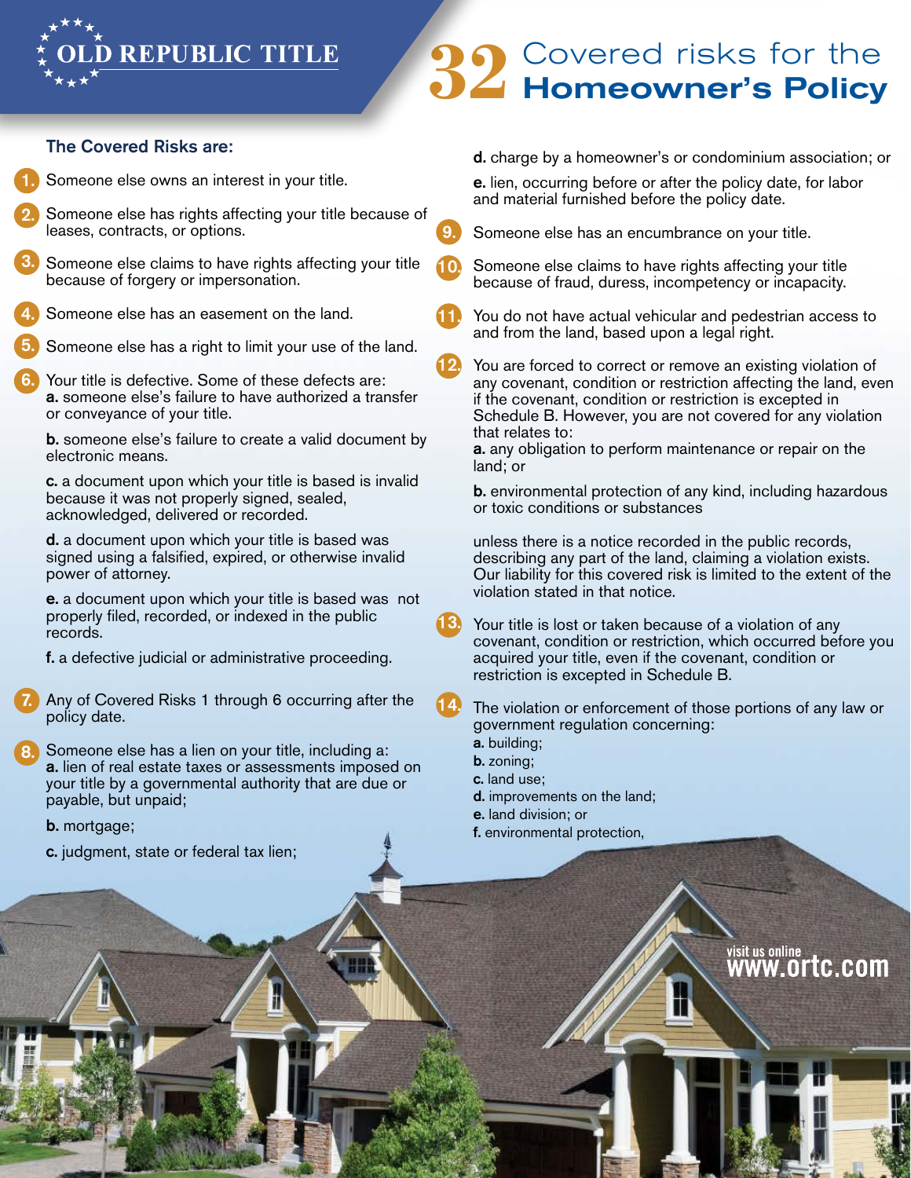OLD REPUBLIC TITLE

# 32 Covered risks for the **Homeowner's Policy**

### The Covered Risks are:

1. Someone else owns an interest in your title.
2. Someone else has rights affecting your title because of leases, contracts, or options.
3. Someone else claims to have rights affecting your title because of forgery or impersonation.
4. Someone else has an easement on the land.
5. Someone else has a right to limit your use of the land.
6. Your title is defective. Some of these defects are:
   **a.** someone else's failure to have authorized a transfer or conveyance of your title.

   **b.** someone else's failure to create a valid document by electronic means.

   **c.** a document upon which your title is based is invalid because it was not properly signed, sealed, acknowledged, delivered or recorded.

   **d.** a document upon which your title is based was signed using a falsified, expired, or otherwise invalid power of attorney.

   **e.** a document upon which your title is based was not properly filed, recorded, or indexed in the public records.

   **f.** a defective judicial or administrative proceeding.
7. Any of Covered Risks 1 through 6 occurring after the policy date.
8. Someone else has a lien on your title, including a:
   **a.** lien of real estate taxes or assessments imposed on your title by a governmental authority that are due or payable, but unpaid;

   **b.** mortgage;

   **c.** judgment, state or federal tax lien;

   **d.** charge by a homeowner's or condominium association; or

   **e.** lien, occurring before or after the policy date, for labor and material furnished before the policy date.
9. Someone else has an encumbrance on your title.
10. Someone else claims to have rights affecting your title because of fraud, duress, incompetency or incapacity.
11. You do not have actual vehicular and pedestrian access to and from the land, based upon a legal right.
12. You are forced to correct or remove an existing violation of any covenant, condition or restriction affecting the land, even if the covenant, condition or restriction is excepted in Schedule B. However, you are not covered for any violation that relates to:
    **a.** any obligation to perform maintenance or repair on the land; or

    **b.** environmental protection of any kind, including hazardous or toxic conditions or substances

    unless there is a notice recorded in the public records, describing any part of the land, claiming a violation exists. Our liability for this covered risk is limited to the extent of the violation stated in that notice.
13. Your title is lost or taken because of a violation of any covenant, condition or restriction, which occurred before you acquired your title, even if the covenant, condition or restriction is excepted in Schedule B.
14. The violation or enforcement of those portions of any law or government regulation concerning:
    **a.** building;
    **b.** zoning;
    **c.** land use;
    **d.** improvements on the land;
    **e.** land division; or
    **f.** environmental protection,

visit us online www.ortc.com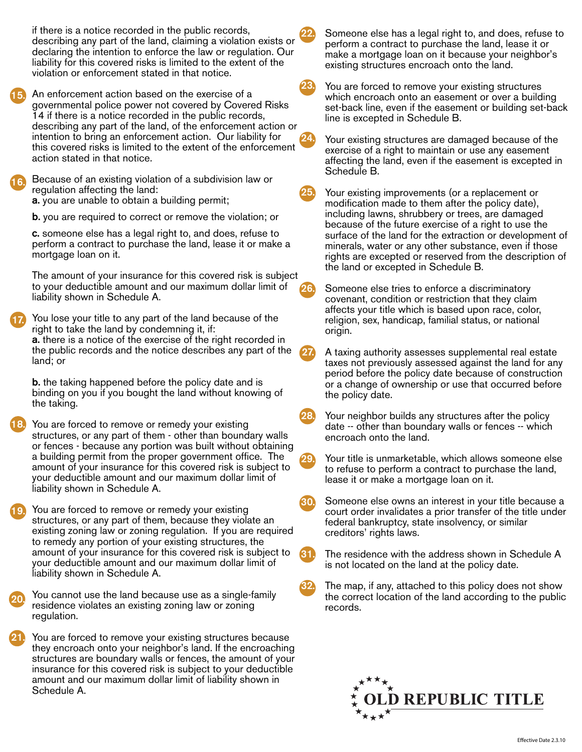if there is a notice recorded in the public records, describing any part of the land, claiming a violation exists or declaring the intention to enforce the law or regulation. Our liability for this covered risks is limited to the extent of the violation or enforcement stated in that notice.

15. An enforcement action based on the exercise of a governmental police power not covered by Covered Risks 14 if there is a notice recorded in the public records, describing any part of the land, of the enforcement action or intention to bring an enforcement action. Our liability for this covered risks is limited to the extent of the enforcement action stated in that notice.

16. Because of an existing violation of a subdivision law or regulation affecting the land:
**a.** you are unable to obtain a building permit;

**b.** you are required to correct or remove the violation; or

**c.** someone else has a legal right to, and does, refuse to perform a contract to purchase the land, lease it or make a mortgage loan on it.

The amount of your insurance for this covered risk is subject to your deductible amount and our maximum dollar limit of liability shown in Schedule A.

17. You lose your title to any part of the land because of the right to take the land by condemning it, if:
**a.** there is a notice of the exercise of the right recorded in the public records and the notice describes any part of the land; or

**b.** the taking happened before the policy date and is binding on you if you bought the land without knowing of the taking.

18. You are forced to remove or remedy your existing structures, or any part of them - other than boundary walls or fences - because any portion was built without obtaining a building permit from the proper government office. The amount of your insurance for this covered risk is subject to your deductible amount and our maximum dollar limit of liability shown in Schedule A.

19. You are forced to remove or remedy your existing structures, or any part of them, because they violate an existing zoning law or zoning regulation. If you are required to remedy any portion of your existing structures, the amount of your insurance for this covered risk is subject to your deductible amount and our maximum dollar limit of liability shown in Schedule A.

20. You cannot use the land because use as a single-family residence violates an existing zoning law or zoning regulation.

21. You are forced to remove your existing structures because they encroach onto your neighbor's land. If the encroaching structures are boundary walls or fences, the amount of your insurance for this covered risk is subject to your deductible amount and our maximum dollar limit of liability shown in Schedule A.

22. Someone else has a legal right to, and does, refuse to perform a contract to purchase the land, lease it or make a mortgage loan on it because your neighbor's existing structures encroach onto the land.

23. You are forced to remove your existing structures which encroach onto an easement or over a building set-back line, even if the easement or building set-back line is excepted in Schedule B.

24. Your existing structures are damaged because of the exercise of a right to maintain or use any easement affecting the land, even if the easement is excepted in Schedule B.

25. Your existing improvements (or a replacement or modification made to them after the policy date), including lawns, shrubbery or trees, are damaged because of the future exercise of a right to use the surface of the land for the extraction or development of minerals, water or any other substance, even if those rights are excepted or reserved from the description of the land or excepted in Schedule B.

26. Someone else tries to enforce a discriminatory covenant, condition or restriction that they claim affects your title which is based upon race, color, religion, sex, handicap, familial status, or national origin.

27. A taxing authority assesses supplemental real estate taxes not previously assessed against the land for any period before the policy date because of construction or a change of ownership or use that occurred before the policy date.

28. Your neighbor builds any structures after the policy date -- other than boundary walls or fences -- which encroach onto the land.

29. Your title is unmarketable, which allows someone else to refuse to perform a contract to purchase the land, lease it or make a mortgage loan on it.

30. Someone else owns an interest in your title because a court order invalidates a prior transfer of the title under federal bankruptcy, state insolvency, or similar creditors' rights laws.

31. The residence with the address shown in Schedule A is not located on the land at the policy date.

32. The map, if any, attached to this policy does not show the correct location of the land according to the public records.

OLD REPUBLIC TITLE

Effective Date 2.3.10